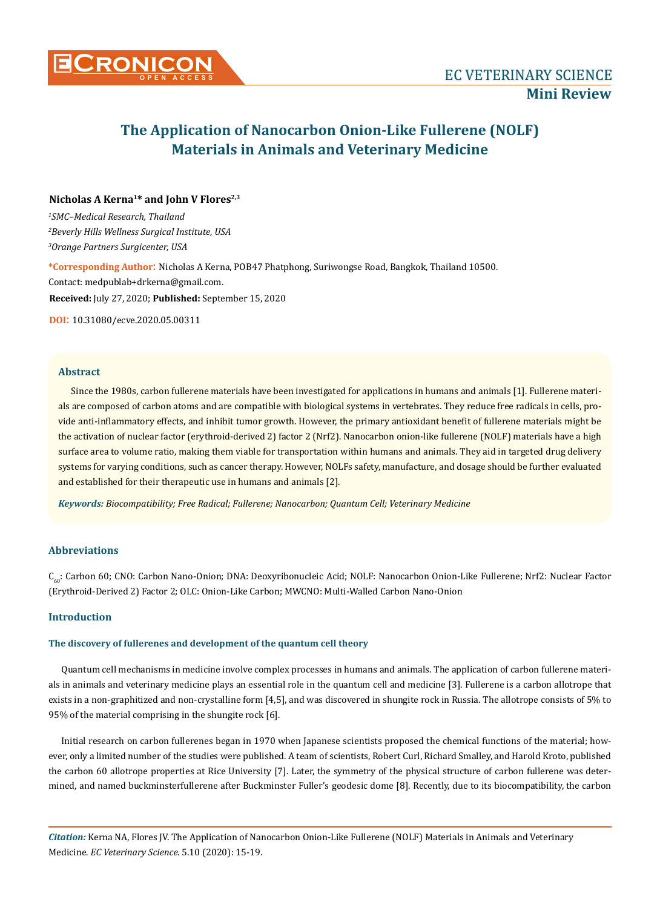EC VETERINARY SCIENCE

**Mini Review**

# The Application of Nanocarbon Onion-Like Fullerene (NOLF) Materials in Animals and Veterinary Medicine

**Nicholas A Kerna[1]* and John V Flores[2,3]**

*[1]SMC–Medical Research, Thailand*

*[2]Beverly Hills Wellness Surgical Institute, USA*

*[3]Orange Partners Surgicenter, USA*

**\*Corresponding Author:** Nicholas A Kerna, POB47 Phatphong, Suriwongse Road, Bangkok, Thailand 10500.

Contact: medpublab+drkerna@gmail.com.

**Received:** July 27, 2020; **Published:** September 15, 2020

**DOI:** 10.31080/ecve.2020.05.00311

## Abstract

Since the 1980s, carbon fullerene materials have been investigated for applications in humans and animals [1]. Fullerene materials are composed of carbon atoms and are compatible with biological systems in vertebrates. They reduce free radicals in cells, provide anti-inflammatory effects, and inhibit tumor growth. However, the primary antioxidant benefit of fullerene materials might be the activation of nuclear factor (erythroid-derived 2) factor 2 (Nrf2). Nanocarbon onion-like fullerene (NOLF) materials have a high surface area to volume ratio, making them viable for transportation within humans and animals. They aid in targeted drug delivery systems for varying conditions, such as cancer therapy. However, NOLFs safety, manufacture, and dosage should be further evaluated and established for their therapeutic use in humans and animals [2].

***Keywords:*** *Biocompatibility; Free Radical; Fullerene; Nanocarbon; Quantum Cell; Veterinary Medicine*

## Abbreviations

$C_{60}$: Carbon 60; CNO: Carbon Nano-Onion; DNA: Deoxyribonucleic Acid; NOLF: Nanocarbon Onion-Like Fullerene; Nrf2: Nuclear Factor (Erythroid-Derived 2) Factor 2; OLC: Onion-Like Carbon; MWCNO: Multi-Walled Carbon Nano-Onion

## Introduction

### The discovery of fullerenes and development of the quantum cell theory

Quantum cell mechanisms in medicine involve complex processes in humans and animals. The application of carbon fullerene materials in animals and veterinary medicine plays an essential role in the quantum cell and medicine [3]. Fullerene is a carbon allotrope that exists in a non-graphitized and non-crystalline form [4,5], and was discovered in shungite rock in Russia. The allotrope consists of 5% to 95% of the material comprising in the shungite rock [6].

Initial research on carbon fullerenes began in 1970 when Japanese scientists proposed the chemical functions of the material; however, only a limited number of the studies were published. A team of scientists, Robert Curl, Richard Smalley, and Harold Kroto, published the carbon 60 allotrope properties at Rice University [7]. Later, the symmetry of the physical structure of carbon fullerene was determined, and named buckminsterfullerene after Buckminster Fuller's geodesic dome [8]. Recently, due to its biocompatibility, the carbon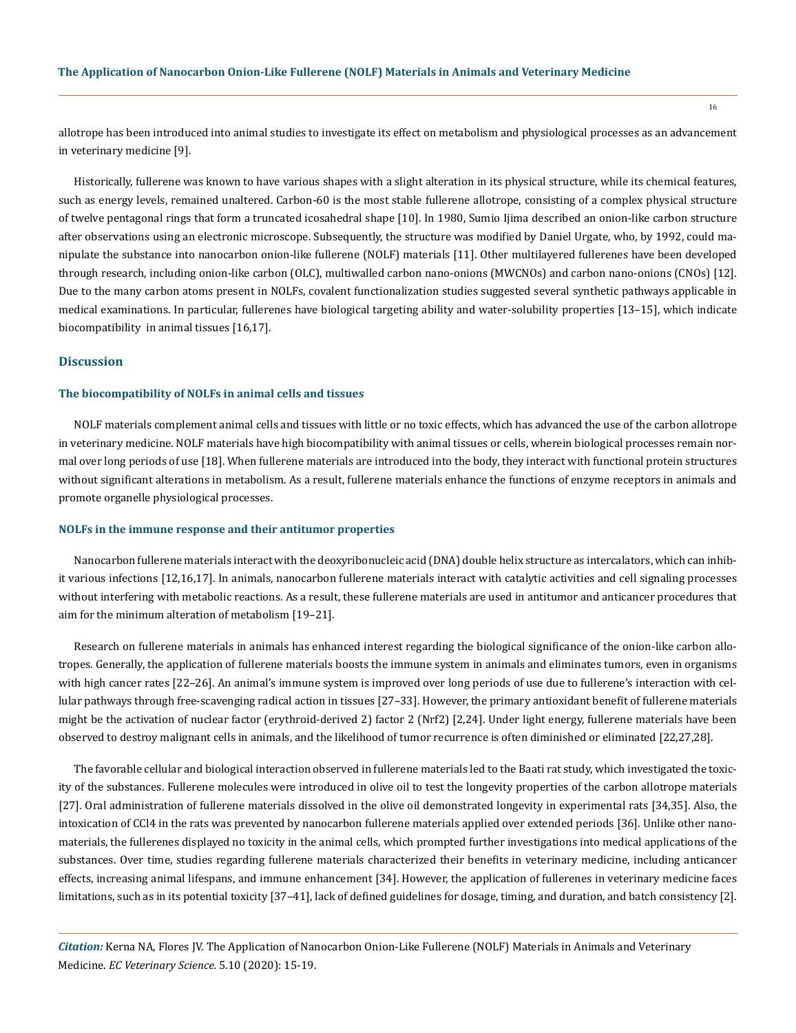allotrope has been introduced into animal studies to investigate its effect on metabolism and physiological processes as an advancement in veterinary medicine [9].

Historically, fullerene was known to have various shapes with a slight alteration in its physical structure, while its chemical features, such as energy levels, remained unaltered. Carbon-60 is the most stable fullerene allotrope, consisting of a complex physical structure of twelve pentagonal rings that form a truncated icosahedral shape [10]. In 1980, Sumio Ijima described an onion-like carbon structure after observations using an electronic microscope. Subsequently, the structure was modified by Daniel Urgate, who, by 1992, could manipulate the substance into nanocarbon onion-like fullerene (NOLF) materials [11]. Other multilayered fullerenes have been developed through research, including onion-like carbon (OLC), multiwalled carbon nano-onions (MWCNOs) and carbon nano-onions (CNOs) [12]. Due to the many carbon atoms present in NOLFs, covalent functionalization studies suggested several synthetic pathways applicable in medical examinations. In particular, fullerenes have biological targeting ability and water-solubility properties [13–15], which indicate biocompatibility in animal tissues [16,17].

## Discussion

### The biocompatibility of NOLFs in animal cells and tissues

NOLF materials complement animal cells and tissues with little or no toxic effects, which has advanced the use of the carbon allotrope in veterinary medicine. NOLF materials have high biocompatibility with animal tissues or cells, wherein biological processes remain normal over long periods of use [18]. When fullerene materials are introduced into the body, they interact with functional protein structures without significant alterations in metabolism. As a result, fullerene materials enhance the functions of enzyme receptors in animals and promote organelle physiological processes.

### NOLFs in the immune response and their antitumor properties

Nanocarbon fullerene materials interact with the deoxyribonucleic acid (DNA) double helix structure as intercalators, which can inhibit various infections [12,16,17]. In animals, nanocarbon fullerene materials interact with catalytic activities and cell signaling processes without interfering with metabolic reactions. As a result, these fullerene materials are used in antitumor and anticancer procedures that aim for the minimum alteration of metabolism [19–21].

Research on fullerene materials in animals has enhanced interest regarding the biological significance of the onion-like carbon allotropes. Generally, the application of fullerene materials boosts the immune system in animals and eliminates tumors, even in organisms with high cancer rates [22–26]. An animal's immune system is improved over long periods of use due to fullerene's interaction with cellular pathways through free-scavenging radical action in tissues [27–33]. However, the primary antioxidant benefit of fullerene materials might be the activation of nuclear factor (erythroid-derived 2) factor 2 (Nrf2) [2,24]. Under light energy, fullerene materials have been observed to destroy malignant cells in animals, and the likelihood of tumor recurrence is often diminished or eliminated [22,27,28].

The favorable cellular and biological interaction observed in fullerene materials led to the Baati rat study, which investigated the toxicity of the substances. Fullerene molecules were introduced in olive oil to test the longevity properties of the carbon allotrope materials [27]. Oral administration of fullerene materials dissolved in the olive oil demonstrated longevity in experimental rats [34,35]. Also, the intoxication of $CCl_4$ in the rats was prevented by nanocarbon fullerene materials applied over extended periods [36]. Unlike other nanomaterials, the fullerenes displayed no toxicity in the animal cells, which prompted further investigations into medical applications of the substances. Over time, studies regarding fullerene materials characterized their benefits in veterinary medicine, including anticancer effects, increasing animal lifespans, and immune enhancement [34]. However, the application of fullerenes in veterinary medicine faces limitations, such as in its potential toxicity [37–41], lack of defined guidelines for dosage, timing, and duration, and batch consistency [2].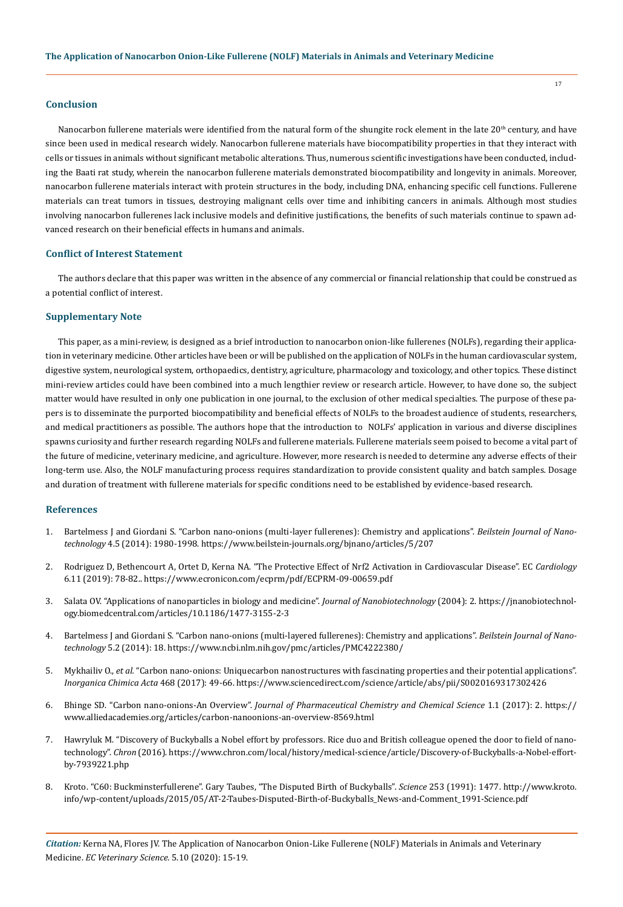## Conclusion

Nanocarbon fullerene materials were identified from the natural form of the shungite rock element in the late 20th century, and have since been used in medical research widely. Nanocarbon fullerene materials have biocompatibility properties in that they interact with cells or tissues in animals without significant metabolic alterations. Thus, numerous scientific investigations have been conducted, including the Baati rat study, wherein the nanocarbon fullerene materials demonstrated biocompatibility and longevity in animals. Moreover, nanocarbon fullerene materials interact with protein structures in the body, including DNA, enhancing specific cell functions. Fullerene materials can treat tumors in tissues, destroying malignant cells over time and inhibiting cancers in animals. Although most studies involving nanocarbon fullerenes lack inclusive models and definitive justifications, the benefits of such materials continue to spawn advanced research on their beneficial effects in humans and animals.

## Conflict of Interest Statement

The authors declare that this paper was written in the absence of any commercial or financial relationship that could be construed as a potential conflict of interest.

## Supplementary Note

This paper, as a mini-review, is designed as a brief introduction to nanocarbon onion-like fullerenes (NOLFs), regarding their application in veterinary medicine. Other articles have been or will be published on the application of NOLFs in the human cardiovascular system, digestive system, neurological system, orthopaedics, dentistry, agriculture, pharmacology and toxicology, and other topics. These distinct mini-review articles could have been combined into a much lengthier review or research article. However, to have done so, the subject matter would have resulted in only one publication in one journal, to the exclusion of other medical specialties. The purpose of these papers is to disseminate the purported biocompatibility and beneficial effects of NOLFs to the broadest audience of students, researchers, and medical practitioners as possible. The authors hope that the introduction to NOLFs' application in various and diverse disciplines spawns curiosity and further research regarding NOLFs and fullerene materials. Fullerene materials seem poised to become a vital part of the future of medicine, veterinary medicine, and agriculture. However, more research is needed to determine any adverse effects of their long-term use. Also, the NOLF manufacturing process requires standardization to provide consistent quality and batch samples. Dosage and duration of treatment with fullerene materials for specific conditions need to be established by evidence-based research.

## References

1. Bartelmess J and Giordani S. "Carbon nano-onions (multi-layer fullerenes): Chemistry and applications". *Beilstein Journal of Nanotechnology* 4.5 (2014): 1980-1998. https://www.beilstein-journals.org/bjnano/articles/5/207
2. Rodriguez D, Bethencourt A, Ortet D, Kerna NA. "The Protective Effect of Nrf2 Activation in Cardiovascular Disease". EC *Cardiology* 6.11 (2019): 78-82.. https://www.ecronicon.com/ecprm/pdf/ECPRM-09-00659.pdf
3. Salata OV. "Applications of nanoparticles in biology and medicine". *Journal of Nanobiotechnology* (2004): 2. https://jnanobiotechnology.biomedcentral.com/articles/10.1186/1477-3155-2-3
4. Bartelmess J and Giordani S. "Carbon nano-onions (multi-layered fullerenes): Chemistry and applications". *Beilstein Journal of Nanotechnology* 5.2 (2014): 18. https://www.ncbi.nlm.nih.gov/pmc/articles/PMC4222380/
5. Mykhailiv O., *et al.* "Carbon nano-onions: Uniquecarbon nanostructures with fascinating properties and their potential applications". *Inorganica Chimica Acta* 468 (2017): 49-66. https://www.sciencedirect.com/science/article/abs/pii/S0020169317302426
6. Bhinge SD. "Carbon nano-onions-An Overview". *Journal of Pharmaceutical Chemistry and Chemical Science* 1.1 (2017): 2. https://www.alliedacademies.org/articles/carbon-nanoonions-an-overview-8569.html
7. Hawryluk M. "Discovery of Buckyballs a Nobel effort by professors. Rice duo and British colleague opened the door to field of nanotechnology". *Chron* (2016). https://www.chron.com/local/history/medical-science/article/Discovery-of-Buckyballs-a-Nobel-effort-by-7939221.php
8. Kroto. "C60: Buckminsterfullerene". Gary Taubes, "The Disputed Birth of Buckyballs". *Science* 253 (1991): 1477. http://www.kroto.info/wp-content/uploads/2015/05/AT-2-Taubes-Disputed-Birth-of-Buckyballs_News-and-Comment_1991-Science.pdf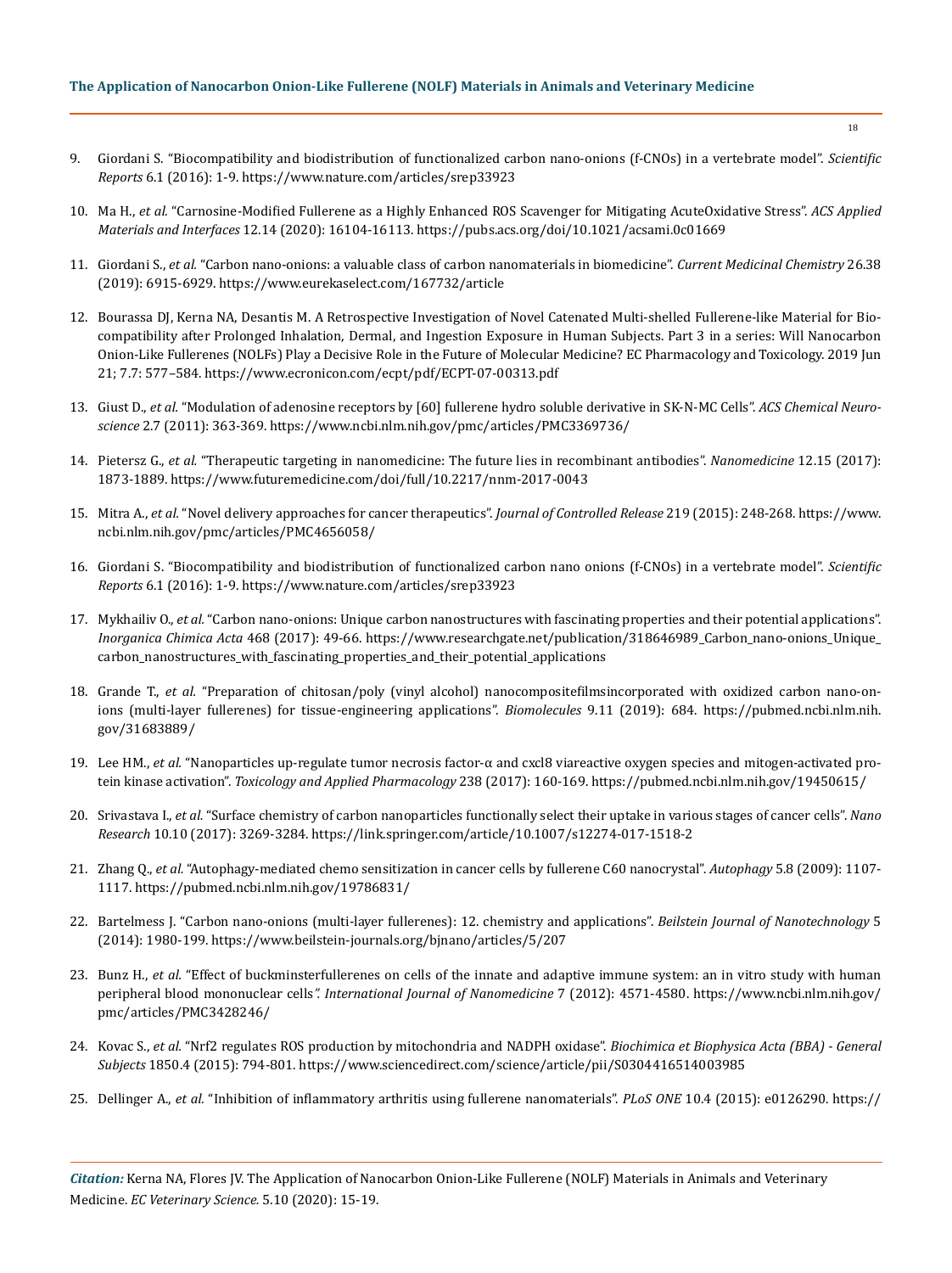9. Giordani S. "Biocompatibility and biodistribution of functionalized carbon nano-onions (f-CNOs) in a vertebrate model". *Scientific Reports* 6.1 (2016): 1-9. https://www.nature.com/articles/srep33923

10. Ma H., *et al.* "Carnosine-Modified Fullerene as a Highly Enhanced ROS Scavenger for Mitigating AcuteOxidative Stress". *ACS Applied Materials and Interfaces* 12.14 (2020): 16104-16113. https://pubs.acs.org/doi/10.1021/acsami.0c01669

11. Giordani S., *et al.* "Carbon nano-onions: a valuable class of carbon nanomaterials in biomedicine". *Current Medicinal Chemistry* 26.38 (2019): 6915-6929. https://www.eurekaselect.com/167732/article

12. Bourassa DJ, Kerna NA, Desantis M. A Retrospective Investigation of Novel Catenated Multi-shelled Fullerene-like Material for Biocompatibility after Prolonged Inhalation, Dermal, and Ingestion Exposure in Human Subjects. Part 3 in a series: Will Nanocarbon Onion-Like Fullerenes (NOLFs) Play a Decisive Role in the Future of Molecular Medicine? EC Pharmacology and Toxicology. 2019 Jun 21; 7.7: 577–584. https://www.ecronicon.com/ecpt/pdf/ECPT-07-00313.pdf

13. Giust D., *et al.* "Modulation of adenosine receptors by [60] fullerene hydro soluble derivative in SK-N-MC Cells". *ACS Chemical Neuroscience* 2.7 (2011): 363-369. https://www.ncbi.nlm.nih.gov/pmc/articles/PMC3369736/

14. Pietersz G., *et al.* "Therapeutic targeting in nanomedicine: The future lies in recombinant antibodies". *Nanomedicine* 12.15 (2017): 1873-1889. https://www.futuremedicine.com/doi/full/10.2217/nnm-2017-0043

15. Mitra A., *et al.* "Novel delivery approaches for cancer therapeutics". *Journal of Controlled Release* 219 (2015): 248-268. https://www.ncbi.nlm.nih.gov/pmc/articles/PMC4656058/

16. Giordani S. "Biocompatibility and biodistribution of functionalized carbon nano onions (f-CNOs) in a vertebrate model". *Scientific Reports* 6.1 (2016): 1-9. https://www.nature.com/articles/srep33923

17. Mykhailiv O., *et al.* "Carbon nano-onions: Unique carbon nanostructures with fascinating properties and their potential applications". *Inorganica Chimica Acta* 468 (2017): 49-66. https://www.researchgate.net/publication/318646989_Carbon_nano-onions_Unique_carbon_nanostructures_with_fascinating_properties_and_their_potential_applications

18. Grande T., *et al.* "Preparation of chitosan/poly (vinyl alcohol) nanocompositefilmsincorporated with oxidized carbon nano-onions (multi-layer fullerenes) for tissue-engineering applications". *Biomolecules* 9.11 (2019): 684. https://pubmed.ncbi.nlm.nih.gov/31683889/

19. Lee HM., *et al.* "Nanoparticles up-regulate tumor necrosis factor-α and cxcl8 viareactive oxygen species and mitogen-activated protein kinase activation". *Toxicology and Applied Pharmacology* 238 (2017): 160-169. https://pubmed.ncbi.nlm.nih.gov/19450615/

20. Srivastava I., *et al.* "Surface chemistry of carbon nanoparticles functionally select their uptake in various stages of cancer cells". *Nano Research* 10.10 (2017): 3269-3284. https://link.springer.com/article/10.1007/s12274-017-1518-2

21. Zhang Q., *et al.* "Autophagy-mediated chemo sensitization in cancer cells by fullerene C60 nanocrystal". *Autophagy* 5.8 (2009): 1107-1117. https://pubmed.ncbi.nlm.nih.gov/19786831/

22. Bartelmess J. "Carbon nano-onions (multi-layer fullerenes): 12. chemistry and applications". *Beilstein Journal of Nanotechnology* 5 (2014): 1980-199. https://www.beilstein-journals.org/bjnano/articles/5/207

23. Bunz H., *et al.* "Effect of buckminsterfullerenes on cells of the innate and adaptive immune system: an in vitro study with human peripheral blood mononuclear cells". *International Journal of Nanomedicine* 7 (2012): 4571-4580. https://www.ncbi.nlm.nih.gov/pmc/articles/PMC3428246/

24. Kovac S., *et al.* "Nrf2 regulates ROS production by mitochondria and NADPH oxidase". *Biochimica et Biophysica Acta (BBA) - General Subjects* 1850.4 (2015): 794-801. https://www.sciencedirect.com/science/article/pii/S0304416514003985

25. Dellinger A., *et al.* "Inhibition of inflammatory arthritis using fullerene nanomaterials". *PLoS ONE* 10.4 (2015): e0126290. https://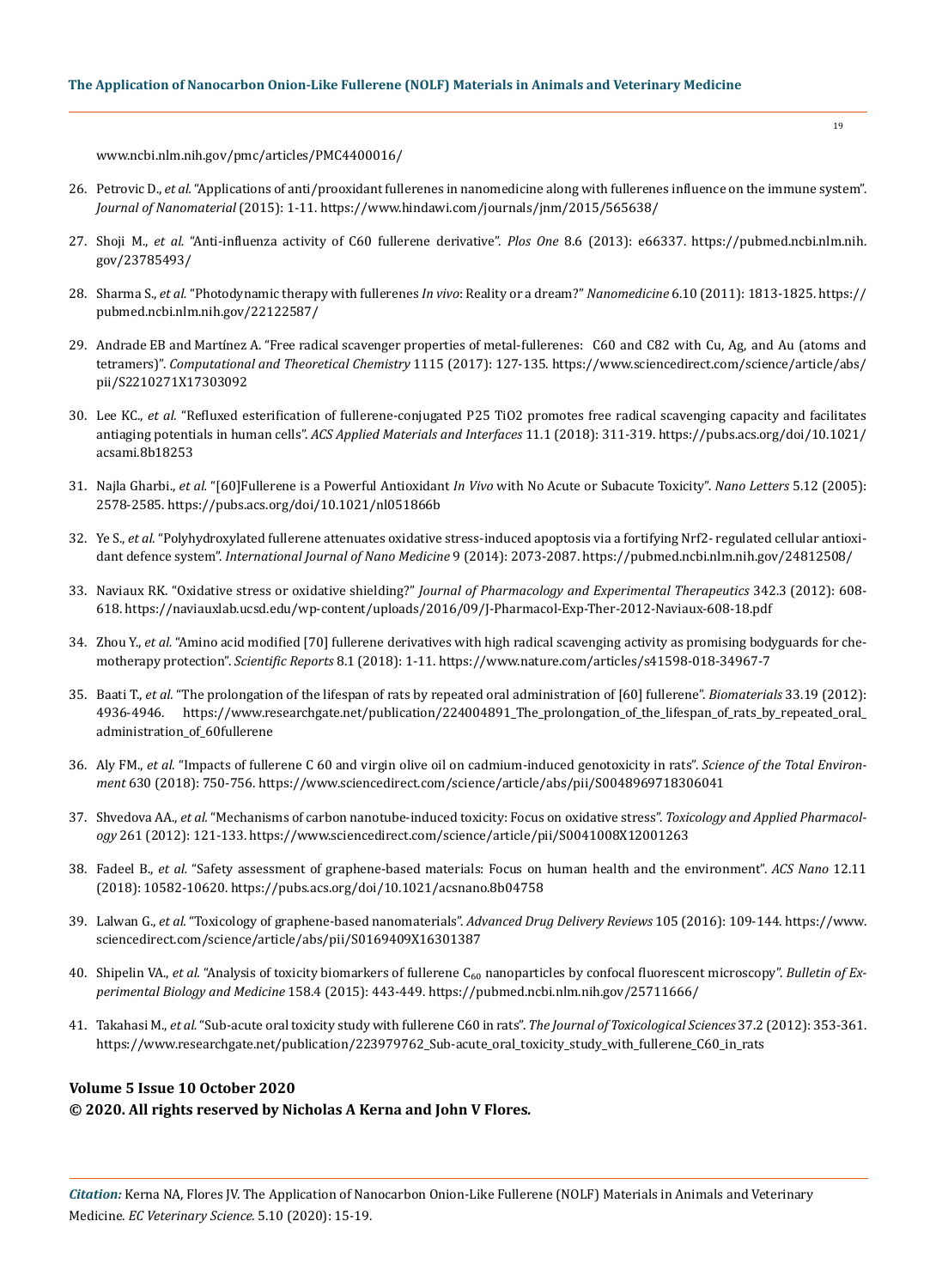www.ncbi.nlm.nih.gov/pmc/articles/PMC4400016/

26. Petrovic D., *et al.* "Applications of anti/prooxidant fullerenes in nanomedicine along with fullerenes influence on the immune system". *Journal of Nanomaterial* (2015): 1-11. https://www.hindawi.com/journals/jnm/2015/565638/

27. Shoji M., *et al.* "Anti-influenza activity of C60 fullerene derivative". *Plos One* 8.6 (2013): e66337. https://pubmed.ncbi.nlm.nih.gov/23785493/

28. Sharma S., *et al.* "Photodynamic therapy with fullerenes *In vivo*: Reality or a dream?" *Nanomedicine* 6.10 (2011): 1813-1825. https://pubmed.ncbi.nlm.nih.gov/22122587/

29. Andrade EB and Martínez A. "Free radical scavenger properties of metal-fullerenes: C60 and C82 with Cu, Ag, and Au (atoms and tetramers)". *Computational and Theoretical Chemistry* 1115 (2017): 127-135. https://www.sciencedirect.com/science/article/abs/pii/S2210271X17303092

30. Lee KC., *et al.* "Refluxed esterification of fullerene-conjugated P25 TiO2 promotes free radical scavenging capacity and facilitates antiaging potentials in human cells". *ACS Applied Materials and Interfaces* 11.1 (2018): 311-319. https://pubs.acs.org/doi/10.1021/acsami.8b18253

31. Najla Gharbi., *et al.* "[60]Fullerene is a Powerful Antioxidant *In Vivo* with No Acute or Subacute Toxicity". *Nano Letters* 5.12 (2005): 2578-2585. https://pubs.acs.org/doi/10.1021/nl051866b

32. Ye S., *et al.* "Polyhydroxylated fullerene attenuates oxidative stress-induced apoptosis via a fortifying Nrf2- regulated cellular antioxidant defence system". *International Journal of Nano Medicine* 9 (2014): 2073-2087. https://pubmed.ncbi.nlm.nih.gov/24812508/

33. Naviaux RK. "Oxidative stress or oxidative shielding?" *Journal of Pharmacology and Experimental Therapeutics* 342.3 (2012): 608-618. https://naviauxlab.ucsd.edu/wp-content/uploads/2016/09/J-Pharmacol-Exp-Ther-2012-Naviaux-608-18.pdf

34. Zhou Y., *et al.* "Amino acid modified [70] fullerene derivatives with high radical scavenging activity as promising bodyguards for chemotherapy protection". *Scientific Reports* 8.1 (2018): 1-11. https://www.nature.com/articles/s41598-018-34967-7

35. Baati T., *et al.* "The prolongation of the lifespan of rats by repeated oral administration of [60] fullerene". *Biomaterials* 33.19 (2012): 4936-4946. https://www.researchgate.net/publication/224004891_The_prolongation_of_the_lifespan_of_rats_by_repeated_oral_administration_of_60fullerene

36. Aly FM., *et al.* "Impacts of fullerene C 60 and virgin olive oil on cadmium-induced genotoxicity in rats". *Science of the Total Environment* 630 (2018): 750-756. https://www.sciencedirect.com/science/article/abs/pii/S0048969718306041

37. Shvedova AA., *et al.* "Mechanisms of carbon nanotube-induced toxicity: Focus on oxidative stress". *Toxicology and Applied Pharmacology* 261 (2012): 121-133. https://www.sciencedirect.com/science/article/pii/S0041008X12001263

38. Fadeel B., *et al.* "Safety assessment of graphene-based materials: Focus on human health and the environment". *ACS Nano* 12.11 (2018): 10582-10620. https://pubs.acs.org/doi/10.1021/acsnano.8b04758

39. Lalwan G., *et al.* "Toxicology of graphene-based nanomaterials". *Advanced Drug Delivery Reviews* 105 (2016): 109-144. https://www.sciencedirect.com/science/article/abs/pii/S0169409X16301387

40. Shipelin VA., *et al.* "Analysis of toxicity biomarkers of fullerene $C_{60}$ nanoparticles by confocal fluorescent microscopy". *Bulletin of Experimental Biology and Medicine* 158.4 (2015): 443-449. https://pubmed.ncbi.nlm.nih.gov/25711666/

41. Takahasi M., *et al.* "Sub-acute oral toxicity study with fullerene C60 in rats". *The Journal of Toxicological Sciences* 37.2 (2012): 353-361. https://www.researchgate.net/publication/223979762_Sub-acute_oral_toxicity_study_with_fullerene_C60_in_rats

**Volume 5 Issue 10 October 2020**
**© 2020. All rights reserved by Nicholas A Kerna and John V Flores.**